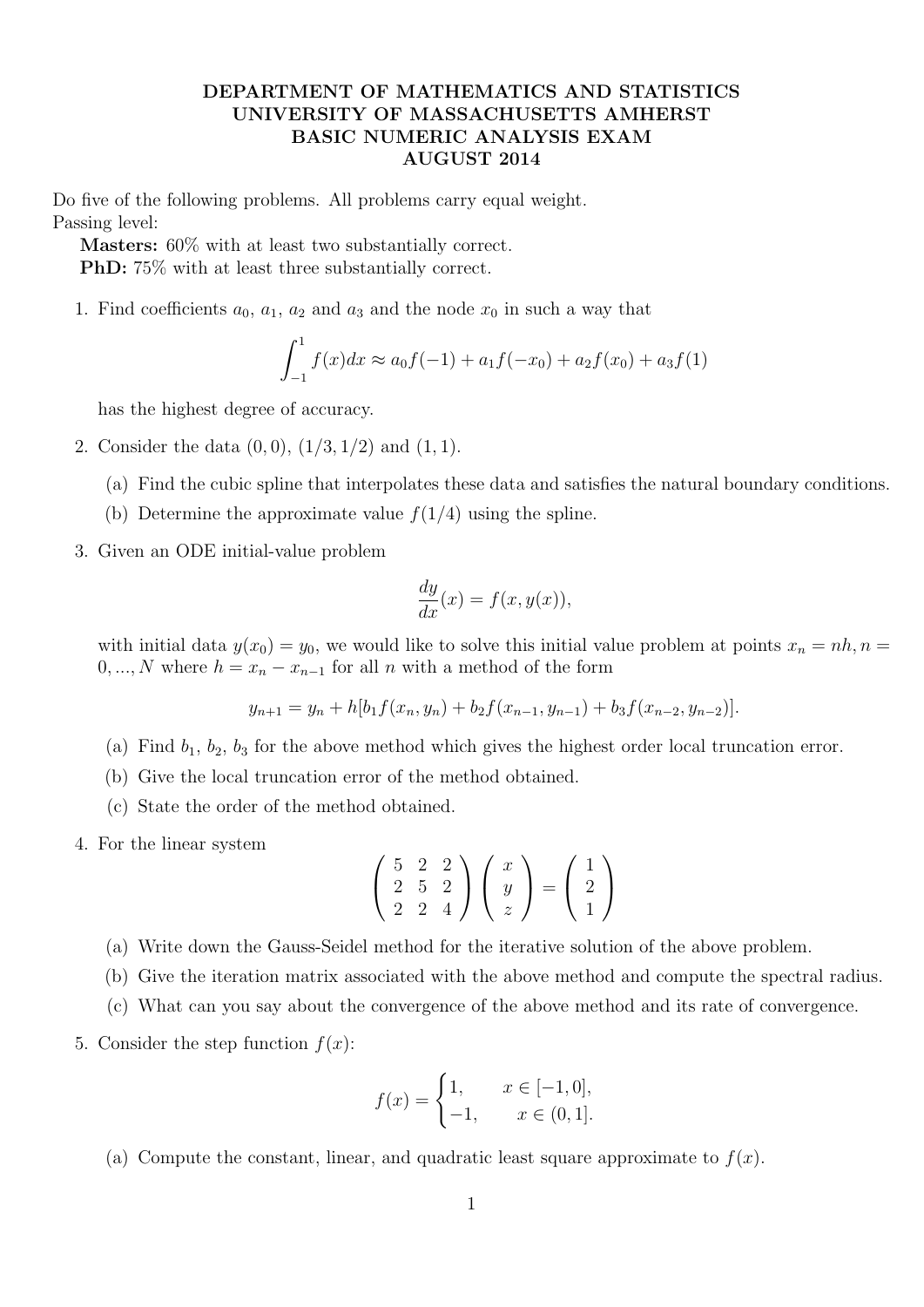# DEPARTMENT OF MATHEMATICS AND STATISTICS
# UNIVERSITY OF MASSACHUSETTS AMHERST
# BASIC NUMERIC ANALYSIS EXAM
# AUGUST 2014

Do five of the following problems. All problems carry equal weight.
Passing level:

**Masters:** 60% with at least two substantially correct.
**PhD:** 75% with at least three substantially correct.

1. Find coefficients $a_0$, $a_1$, $a_2$ and $a_3$ and the node $x_0$ in such a way that

$$\int_{-1}^{1} f(x)dx \approx a_0 f(-1) + a_1 f(-x_0) + a_2 f(x_0) + a_3 f(1)$$

has the highest degree of accuracy.

2. Consider the data $(0, 0)$, $(1/3, 1/2)$ and $(1, 1)$.

   (a) Find the cubic spline that interpolates these data and satisfies the natural boundary conditions.

   (b) Determine the approximate value $f(1/4)$ using the spline.

3. Given an ODE initial-value problem

$$\frac{dy}{dx}(x) = f(x, y(x)),$$

with initial data $y(x_0) = y_0$, we would like to solve this initial value problem at points $x_n = nh, n = 0, ..., N$ where $h = x_n - x_{n-1}$ for all $n$ with a method of the form

$$y_{n+1} = y_n + h[b_1 f(x_n, y_n) + b_2 f(x_{n-1}, y_{n-1}) + b_3 f(x_{n-2}, y_{n-2})].$$

   (a) Find $b_1$, $b_2$, $b_3$ for the above method which gives the highest order local truncation error.

   (b) Give the local truncation error of the method obtained.

   (c) State the order of the method obtained.

4. For the linear system

$$\begin{pmatrix} 5 & 2 & 2 \\ 2 & 5 & 2 \\ 2 & 2 & 4 \end{pmatrix} \begin{pmatrix} x \\ y \\ z \end{pmatrix} = \begin{pmatrix} 1 \\ 2 \\ 1 \end{pmatrix}$$

   (a) Write down the Gauss-Seidel method for the iterative solution of the above problem.

   (b) Give the iteration matrix associated with the above method and compute the spectral radius.

   (c) What can you say about the convergence of the above method and its rate of convergence.

5. Consider the step function $f(x)$:

$$f(x) = \begin{cases} 1, & x \in [-1, 0], \\ -1, & x \in (0, 1]. \end{cases}$$

   (a) Compute the constant, linear, and quadratic least square approximate to $f(x)$.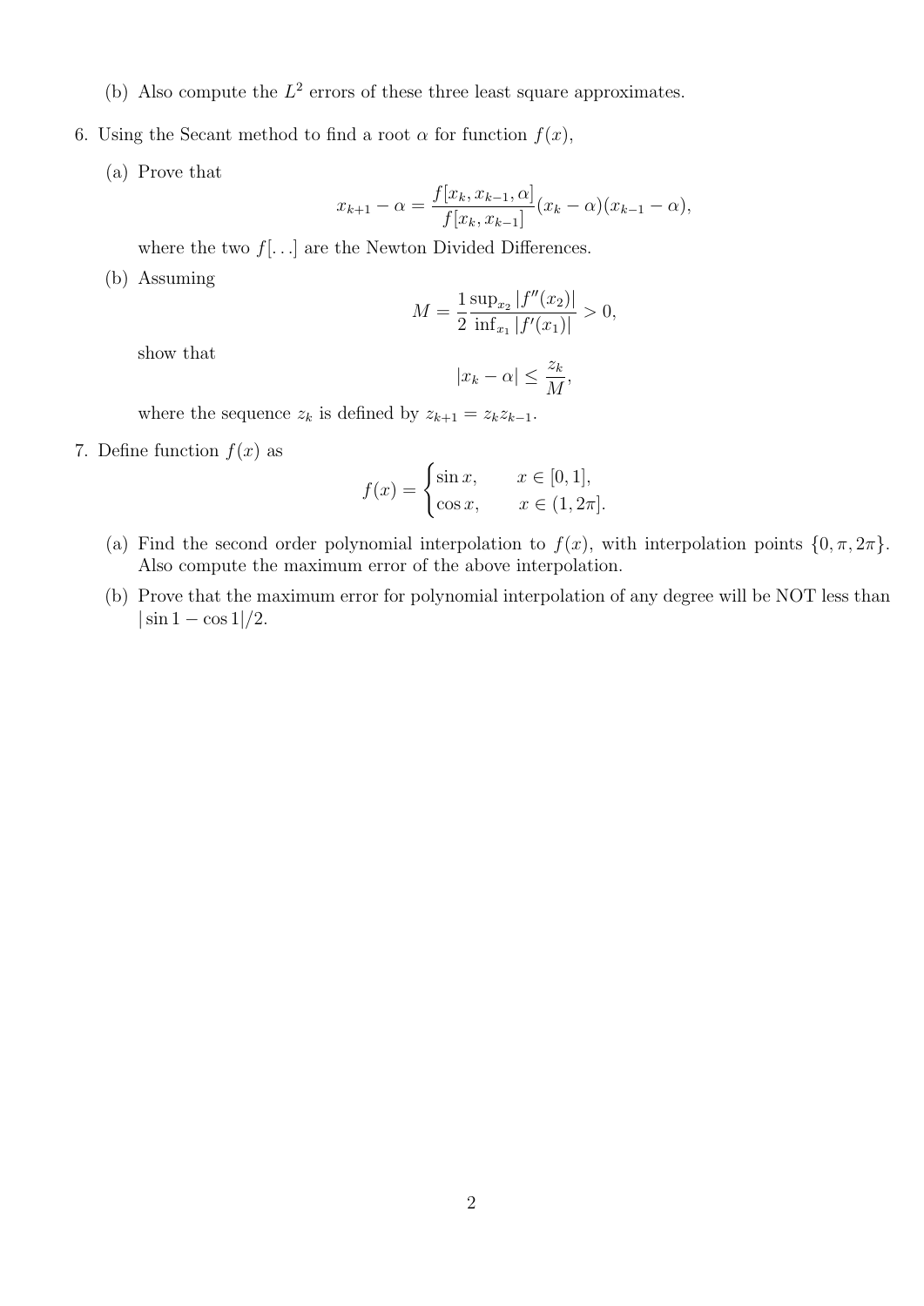(b) Also compute the $L^2$ errors of these three least square approximates.

6. Using the Secant method to find a root $\alpha$ for function $f(x)$,

   (a) Prove that

   $$x_{k+1} - \alpha = \frac{f[x_k, x_{k-1}, \alpha]}{f[x_k, x_{k-1}]}(x_k - \alpha)(x_{k-1} - \alpha),$$

   where the two $f[\dots]$ are the Newton Divided Differences.

   (b) Assuming

   $$M = \frac{1}{2}\frac{\sup_{x_2} |f''(x_2)|}{\inf_{x_1} |f'(x_1)|} > 0,$$

   show that

   $$|x_k - \alpha| \leq \frac{z_k}{M},$$

   where the sequence $z_k$ is defined by $z_{k+1} = z_k z_{k-1}$.

7. Define function $f(x)$ as

   $$f(x) = \begin{cases} \sin x, & x \in [0, 1], \\ \cos x, & x \in (1, 2\pi]. \end{cases}$$

   (a) Find the second order polynomial interpolation to $f(x)$, with interpolation points $\{0, \pi, 2\pi\}$. Also compute the maximum error of the above interpolation.

   (b) Prove that the maximum error for polynomial interpolation of any degree will be NOT less than $|\sin 1 - \cos 1|/2$.